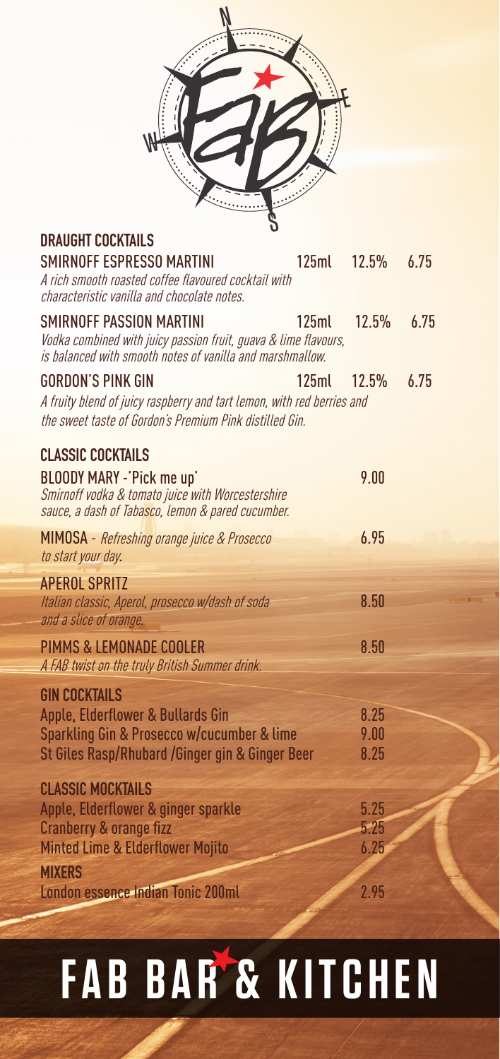## DRAUGHT COCKTAILS

**SMIRNOFF ESPRESSO MARTINI** 125ml 12.5% 6.75
*A rich smooth roasted coffee flavoured cocktail with characteristic vanilla and chocolate notes.*

**SMIRNOFF PASSION MARTINI** 125ml 12.5% 6.75
*Vodka combined with juicy passion fruit, guava & lime flavours, is balanced with smooth notes of vanilla and marshmallow.*

**GORDON'S PINK GIN** 125ml 12.5% 6.75
*A fruity blend of juicy raspberry and tart lemon, with red berries and the sweet taste of Gordon's Premium Pink distilled Gin.*

## CLASSIC COCKTAILS

**BLOODY MARY -'Pick me up'** 9.00
*Smirnoff vodka & tomato juice with Worcestershire sauce, a dash of Tabasco, lemon & pared cucumber.*

**MIMOSA** - *Refreshing orange juice & Prosecco to start your day.* 6.95

**APEROL SPRITZ** 8.50
*Italian classic, Aperol, prosecco w/dash of soda and a slice of orange.*

**PIMMS & LEMONADE COOLER** 8.50
*A FAB twist on the truly British Summer drink.*

## GIN COCKTAILS

Apple, Elderflower & Bullards Gin 8.25
Sparkling Gin & Prosecco w/cucumber & lime 9.00
St Giles Rasp/Rhubard /Ginger gin & Ginger Beer 8.25

## CLASSIC MOCKTAILS

Apple, Elderflower & ginger sparkle 5.25
Cranberry & orange fizz 5.25
Minted Lime & Elderflower Mojito 6.25

## MIXERS

London essence Indian Tonic 200ml 2.95

# FAB BAR & KITCHEN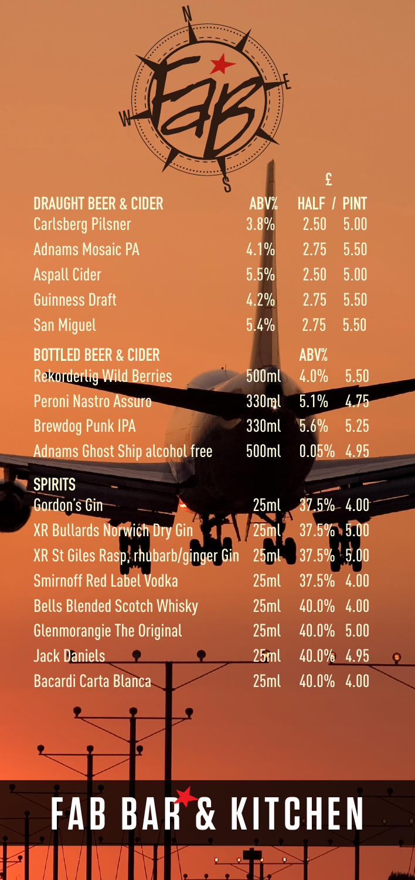| DRAUGHT BEER & CIDER | ABV% | £ HALF | PINT |
|---|---|---|---|
| Carlsberg Pilsner | 3.8% | 2.50 | 5.00 |
| Adnams Mosaic PA | 4.1% | 2.75 | 5.50 |
| Aspall Cider | 5.5% | 2.50 | 5.00 |
| Guinness Draft | 4.2% | 2.75 | 5.50 |
| San Miguel | 5.4% | 2.75 | 5.50 |

| BOTTLED BEER & CIDER | | ABV% | |
|---|---|---|---|
| Rekorderlig Wild Berries | 500ml | 4.0% | 5.50 |
| Peroni Nastro Assuro | 330ml | 5.1% | 4.75 |
| Brewdog Punk IPA | 330ml | 5.6% | 5.25 |
| Adnams Ghost Ship alcohol free | 500ml | 0.05% | 4.95 |

| SPIRITS | | | |
|---|---|---|---|
| Gordon's Gin | 25ml | 37.5% | 4.00 |
| XR Bullards Norwich Dry Gin | 25ml | 37.5% | 5.00 |
| XR St Giles Rasp, rhubarb/ginger Gin | 25ml | 37.5% | 5.00 |
| Smirnoff Red Label Vodka | 25ml | 37.5% | 4.00 |
| Bells Blended Scotch Whisky | 25ml | 40.0% | 4.00 |
| Glenmorangie The Original | 25ml | 40.0% | 5.00 |
| Jack Daniels | 25ml | 40.0% | 4.95 |
| Bacardi Carta Blanca | 25ml | 40.0% | 4.00 |

# FAB BAR & KITCHEN